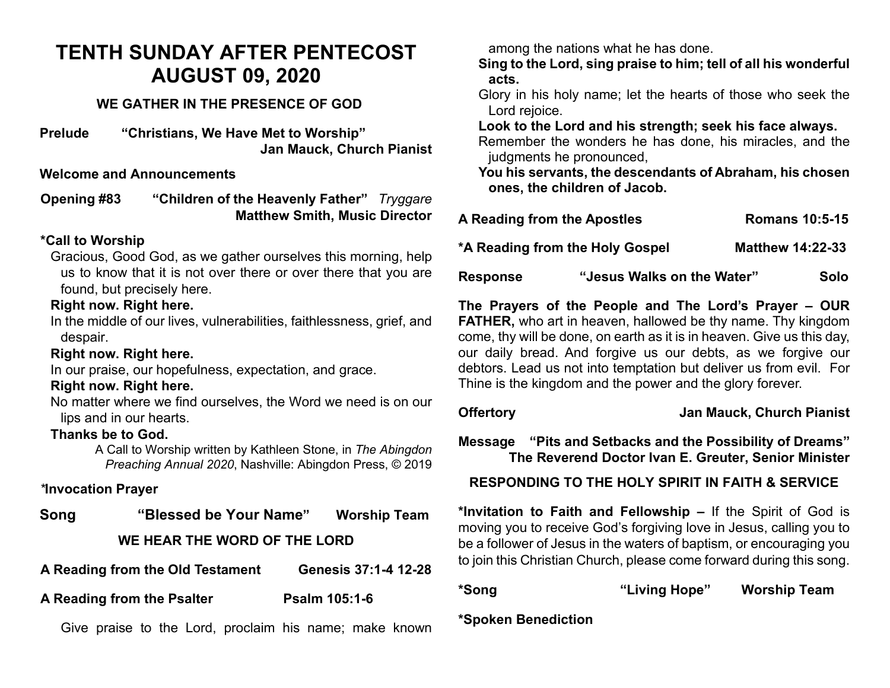# TENTH SUNDAY AFTER PENTECOST
# AUGUST 09, 2020

## WE GATHER IN THE PRESENCE OF GOD

**Prelude** **"Christians, We Have Met to Worship"**
**Jan Mauck, Church Pianist**

**Welcome and Announcements**

**Opening #83** **"Children of the Heavenly Father"** *Tryggare*
**Matthew Smith, Music Director**

**\*Call to Worship**

Gracious, Good God, as we gather ourselves this morning, help us to know that it is not over there or over there that you are found, but precisely here.

**Right now. Right here.**

In the middle of our lives, vulnerabilities, faithlessness, grief, and despair.

**Right now. Right here.**

In our praise, our hopefulness, expectation, and grace.

**Right now. Right here.**

No matter where we find ourselves, the Word we need is on our lips and in our hearts.

**Thanks be to God.**

A Call to Worship written by Kathleen Stone, in *The Abingdon Preaching Annual 2020*, Nashville: Abingdon Press, © 2019

**\*Invocation Prayer**

**Song** **"Blessed be Your Name"** **Worship Team**

## WE HEAR THE WORD OF THE LORD

**A Reading from the Old Testament** **Genesis 37:1-4 12-28**

**A Reading from the Psalter** **Psalm 105:1-6**

Give praise to the Lord, proclaim his name; make known among the nations what he has done.

**Sing to the Lord, sing praise to him; tell of all his wonderful acts.**

Glory in his holy name; let the hearts of those who seek the Lord rejoice.

**Look to the Lord and his strength; seek his face always.**

Remember the wonders he has done, his miracles, and the judgments he pronounced,

**You his servants, the descendants of Abraham, his chosen ones, the children of Jacob.**

**A Reading from the Apostles** **Romans 10:5-15**

**\*A Reading from the Holy Gospel** **Matthew 14:22-33**

**Response** **"Jesus Walks on the Water"** **Solo**

**The Prayers of the People and The Lord's Prayer – OUR FATHER,** who art in heaven, hallowed be thy name. Thy kingdom come, thy will be done, on earth as it is in heaven. Give us this day, our daily bread. And forgive us our debts, as we forgive our debtors. Lead us not into temptation but deliver us from evil. For Thine is the kingdom and the power and the glory forever.

**Offertory** **Jan Mauck, Church Pianist**

**Message** **"Pits and Setbacks and the Possibility of Dreams"**
**The Reverend Doctor Ivan E. Greuter, Senior Minister**

## RESPONDING TO THE HOLY SPIRIT IN FAITH & SERVICE

**\*Invitation to Faith and Fellowship –** If the Spirit of God is moving you to receive God's forgiving love in Jesus, calling you to be a follower of Jesus in the waters of baptism, or encouraging you to join this Christian Church, please come forward during this song.

**\*Song** **"Living Hope"** **Worship Team**

**\*Spoken Benediction**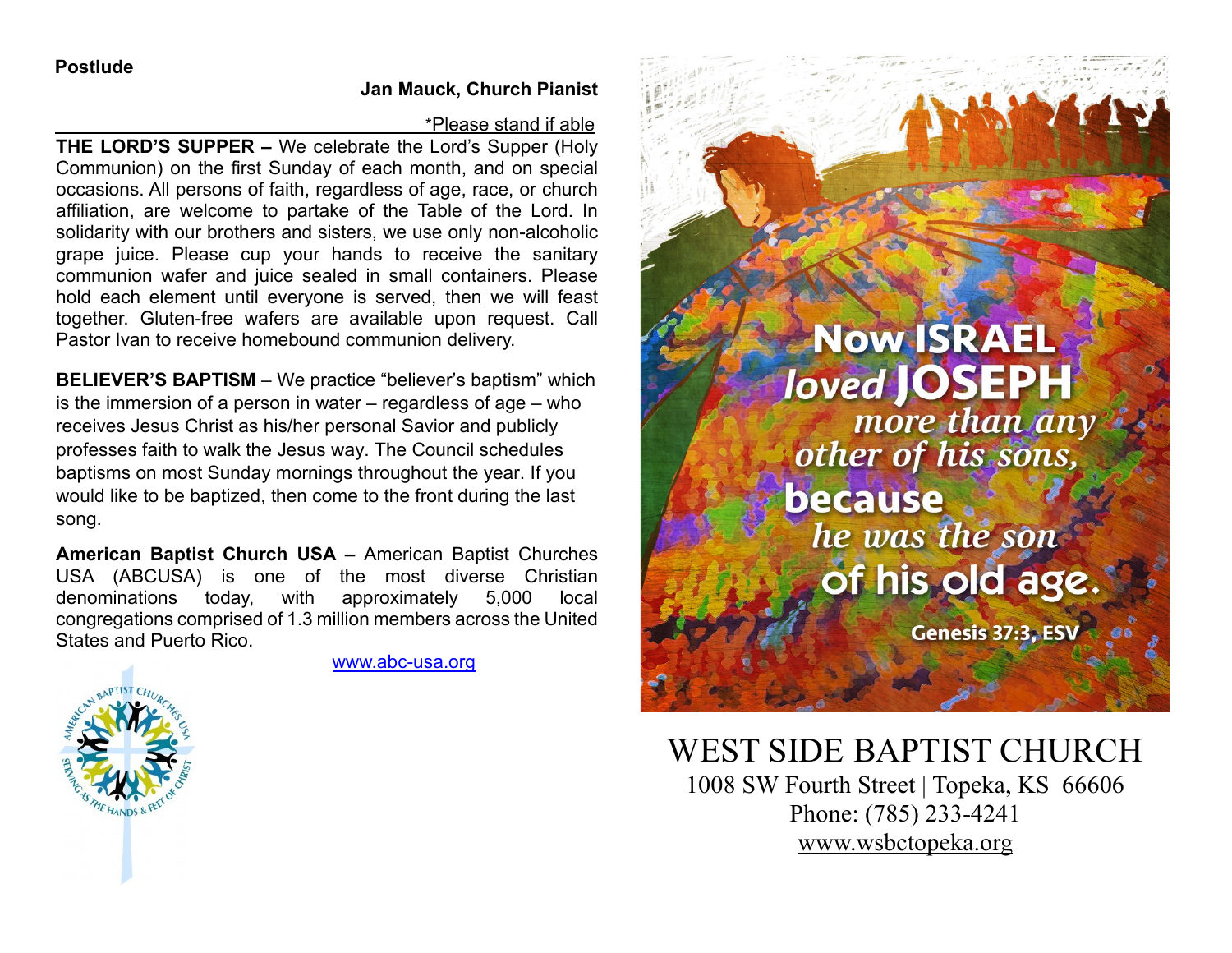**Postlude**

**Jan Mauck, Church Pianist**

*Please stand if able

**THE LORD'S SUPPER –** We celebrate the Lord's Supper (Holy Communion) on the first Sunday of each month, and on special occasions. All persons of faith, regardless of age, race, or church affiliation, are welcome to partake of the Table of the Lord. In solidarity with our brothers and sisters, we use only non-alcoholic grape juice. Please cup your hands to receive the sanitary communion wafer and juice sealed in small containers. Please hold each element until everyone is served, then we will feast together. Gluten-free wafers are available upon request. Call Pastor Ivan to receive homebound communion delivery.

**BELIEVER'S BAPTISM** – We practice "believer's baptism" which is the immersion of a person in water – regardless of age – who receives Jesus Christ as his/her personal Savior and publicly professes faith to walk the Jesus way. The Council schedules baptisms on most Sunday mornings throughout the year. If you would like to be baptized, then come to the front during the last song.

**American Baptist Church USA –** American Baptist Churches USA (ABCUSA) is one of the most diverse Christian denominations today, with approximately 5,000 local congregations comprised of 1.3 million members across the United States and Puerto Rico.

www.abc-usa.org

Now ISRAEL loved JOSEPH more than any other of his sons, because he was the son of his old age.

Genesis 37:3, ESV

# WEST SIDE BAPTIST CHURCH

1008 SW Fourth Street | Topeka, KS 66606
Phone: (785) 233-4241
www.wsbctopeka.org